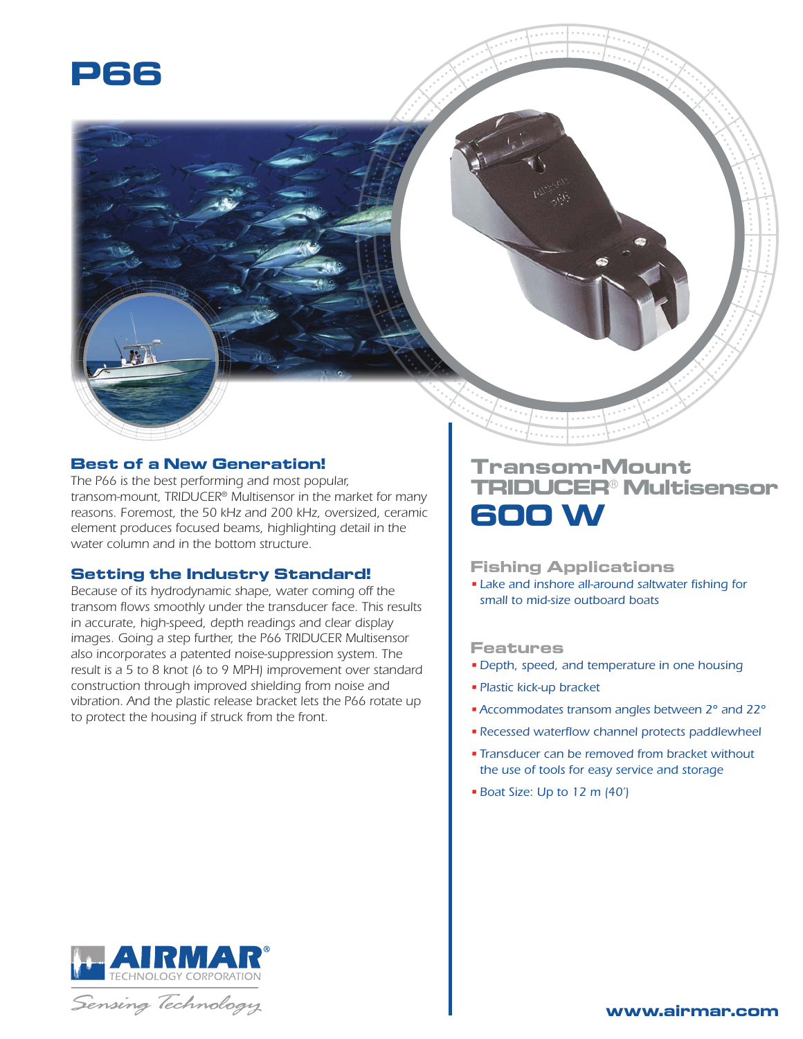# P66

## Best of a New Generation!

*The P66 is the best performing and most popular, transom-mount, TRIDUCER® Multisensor in the market for many reasons. Foremost, the 50 kHz and 200 kHz, oversized, ceramic element produces focused beams, highlighting detail in the water column and in the bottom structure.*

## Setting the Industry Standard!

Because of its hydrodynamic shape, water coming off the transom flows smoothly under the transducer face. This results in accurate, high-speed, depth readings and clear display images. Going a step further, the P66 TRIDUCER Multisensor also incorporates a patented noise-suppression system. The result is a 5 to 8 knot (6 to 9 MPH) improvement over standard construction through improved shielding from noise and vibration. And the plastic release bracket lets the P66 rotate up to protect the housing if struck from the front.

# Transom-Mount TRIDUCER® Multisensor 600 W

## Fishing Applications

- Lake and inshore all-around saltwater fishing for small to mid-size outboard boats

## Features

- Depth, speed, and temperature in one housing
- Plastic kick-up bracket
- Accommodates transom angles between 2° and 22°
- Recessed waterflow channel protects paddlewheel
- Transducer can be removed from bracket without the use of tools for easy service and storage
- Boat Size: Up to 12 m (40')

AIRMAR® TECHNOLOGY CORPORATION

Sensing Technology

www.airmar.com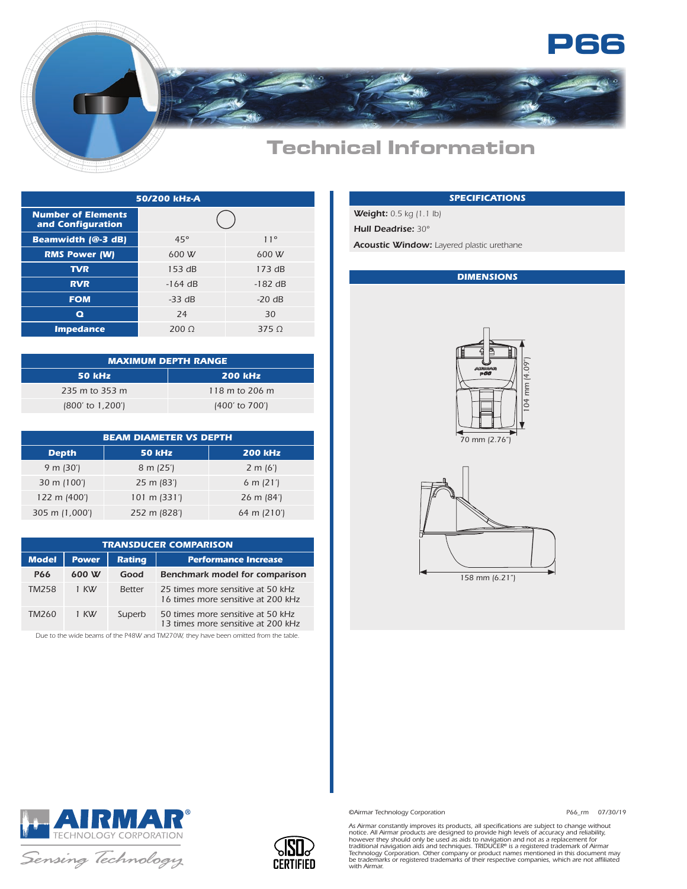# P66

## Technical Information

| 50/200 kHz-A | | |
|---|---|---|
| **Number of Elements and Configuration** | ○ | |
| **Beamwidth (@-3 dB)** | 45° | 11° |
| **RMS Power (W)** | 600 W | 600 W |
| **TVR** | 153 dB | 173 dB |
| **RVR** | -164 dB | -182 dB |
| **FOM** | -33 dB | -20 dB |
| **Q** | 24 | 30 |
| **Impedance** | 200 Ω | 375 Ω |

| MAXIMUM DEPTH RANGE | |
|---|---|
| **50 kHz** | **200 kHz** |
| 235 m to 353 m | 118 m to 206 m |
| (800' to 1,200') | (400' to 700') |

| BEAM DIAMETER VS DEPTH | | |
|---|---|---|
| **Depth** | **50 kHz** | **200 kHz** |
| 9 m (30') | 8 m (25') | 2 m (6') |
| 30 m (100') | 25 m (83') | 6 m (21') |
| 122 m (400') | 101 m (331') | 26 m (84') |
| 305 m (1,000') | 252 m (828') | 64 m (210') |

| TRANSDUCER COMPARISON | | | |
|---|---|---|---|
| **Model** | **Power** | **Rating** | **Performance Increase** |
| **P66** | **600 W** | **Good** | **Benchmark model for comparison** |
| TM258 | 1 KW | Better | 25 times more sensitive at 50 kHz<br>16 times more sensitive at 200 kHz |
| TM260 | 1 KW | Superb | 50 times more sensitive at 50 kHz<br>13 times more sensitive at 200 kHz |

Due to the wide beams of the P48W and TM270W, they have been omitted from the table.

### SPECIFICATIONS

**Weight:** 0.5 kg (1.1 lb)

**Hull Deadrise:** 30°

**Acoustic Window:** Layered plastic urethane

### DIMENSIONS

104 mm (4.09")

70 mm (2.76")

158 mm (6.21")

AIRMAR® TECHNOLOGY CORPORATION

Sensing Technology

ISO CERTIFIED

©Airmar Technology Corporation

P66_rm 07/30/19

As Airmar constantly improves its products, all specifications are subject to change without notice. All Airmar products are designed to provide high levels of accuracy and reliability, however they should only be used as aids to navigation and not as a replacement for traditional navigation aids and techniques. TRIDUCER® is a registered trademark of Airmar Technology Corporation. Other company or product names mentioned in this document may be trademarks or registered trademarks of their respective companies, which are not affiliated with Airmar.